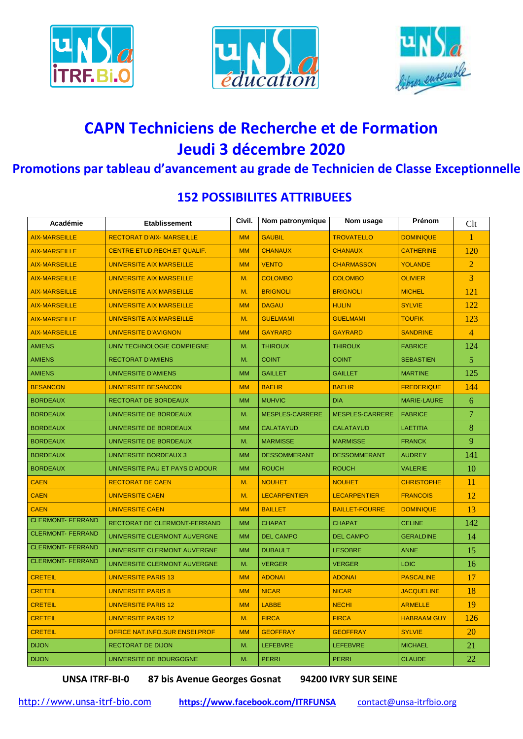# CAPN Techniciens de Recherche et de Formation

# Jeudi 3 décembre 2020

## Promotions par tableau d'avancement au grade de Technicien de Classe Exceptionnelle

## 152 POSSIBILITES ATTRIBUEES

| Académie | Etablissement | Civil. | Nom patronymique | Nom usage | Prénom | Clt |
|---|---|---|---|---|---|---|
| AIX-MARSEILLE | RECTORAT D'AIX- MARSEILLE | MM | GAUBIL | TROVATELLO | DOMINIQUE | 1 |
| AIX-MARSEILLE | CENTRE ETUD.RECH.ET QUALIF. | MM | CHANAUX | CHANAUX | CATHERINE | 120 |
| AIX-MARSEILLE | UNIVERSITE AIX MARSEILLE | MM | VENTO | CHARMASSON | YOLANDE | 2 |
| AIX-MARSEILLE | UNIVERSITE AIX MARSEILLE | M. | COLOMBO | COLOMBO | OLIVIER | 3 |
| AIX-MARSEILLE | UNIVERSITE AIX MARSEILLE | M. | BRIGNOLI | BRIGNOLI | MICHEL | 121 |
| AIX-MARSEILLE | UNIVERSITE AIX MARSEILLE | MM | DAGAU | HULIN | SYLVIE | 122 |
| AIX-MARSEILLE | UNIVERSITE AIX MARSEILLE | M. | GUELMAMI | GUELMAMI | TOUFIK | 123 |
| AIX-MARSEILLE | UNIVERSITE D'AVIGNON | MM | GAYRARD | GAYRARD | SANDRINE | 4 |
| AMIENS | UNIV TECHNOLOGIE COMPIEGNE | M. | THIROUX | THIROUX | FABRICE | 124 |
| AMIENS | RECTORAT D'AMIENS | M. | COINT | COINT | SEBASTIEN | 5 |
| AMIENS | UNIVERSITE D'AMIENS | MM | GAILLET | GAILLET | MARTINE | 125 |
| BESANCON | UNIVERSITE BESANCON | MM | BAEHR | BAEHR | FREDERIQUE | 144 |
| BORDEAUX | RECTORAT DE BORDEAUX | MM | MUHVIC | DIA | MARIE-LAURE | 6 |
| BORDEAUX | UNIVERSITE DE BORDEAUX | M. | MESPLES-CARRERE | MESPLES-CARRERE | FABRICE | 7 |
| BORDEAUX | UNIVERSITE DE BORDEAUX | MM | CALATAYUD | CALATAYUD | LAETITIA | 8 |
| BORDEAUX | UNIVERSITE DE BORDEAUX | M. | MARMISSE | MARMISSE | FRANCK | 9 |
| BORDEAUX | UNIVERSITE BORDEAUX 3 | MM | DESSOMMERANT | DESSOMMERANT | AUDREY | 141 |
| BORDEAUX | UNIVERSITE PAU ET PAYS D'ADOUR | MM | ROUCH | ROUCH | VALERIE | 10 |
| CAEN | RECTORAT DE CAEN | M. | NOUHET | NOUHET | CHRISTOPHE | 11 |
| CAEN | UNIVERSITE CAEN | M. | LECARPENTIER | LECARPENTIER | FRANCOIS | 12 |
| CAEN | UNIVERSITE CAEN | MM | BAILLET | BAILLET-FOURRE | DOMINIQUE | 13 |
| CLERMONT- FERRAND | RECTORAT DE CLERMONT-FERRAND | MM | CHAPAT | CHAPAT | CELINE | 142 |
| CLERMONT- FERRAND | UNIVERSITE CLERMONT AUVERGNE | MM | DEL CAMPO | DEL CAMPO | GERALDINE | 14 |
| CLERMONT- FERRAND | UNIVERSITE CLERMONT AUVERGNE | MM | DUBAULT | LESOBRE | ANNE | 15 |
| CLERMONT- FERRAND | UNIVERSITE CLERMONT AUVERGNE | M. | VERGER | VERGER | LOIC | 16 |
| CRETEIL | UNIVERSITE PARIS 13 | MM | ADONAI | ADONAI | PASCALINE | 17 |
| CRETEIL | UNIVERSITE PARIS 8 | MM | NICAR | NICAR | JACQUELINE | 18 |
| CRETEIL | UNIVERSITE PARIS 12 | MM | LABBE | NECHI | ARMELLE | 19 |
| CRETEIL | UNIVERSITE PARIS 12 | M. | FIRCA | FIRCA | HABRAAM GUY | 126 |
| CRETEIL | OFFICE NAT.INFO.SUR ENSEI.PROF | MM | GEOFFRAY | GEOFFRAY | SYLVIE | 20 |
| DIJON | RECTORAT DE DIJON | M. | LEFEBVRE | LEFEBVRE | MICHAEL | 21 |
| DIJON | UNIVERSITE DE BOURGOGNE | M. | PERRI | PERRI | CLAUDE | 22 |

**UNSA ITRF-BI-0 87 bis Avenue Georges Gosnat 94200 IVRY SUR SEINE**

http://www.unsa-itrf-bio.com **https://www.facebook.com/ITRFUNSA** contact@unsa-itrfbio.org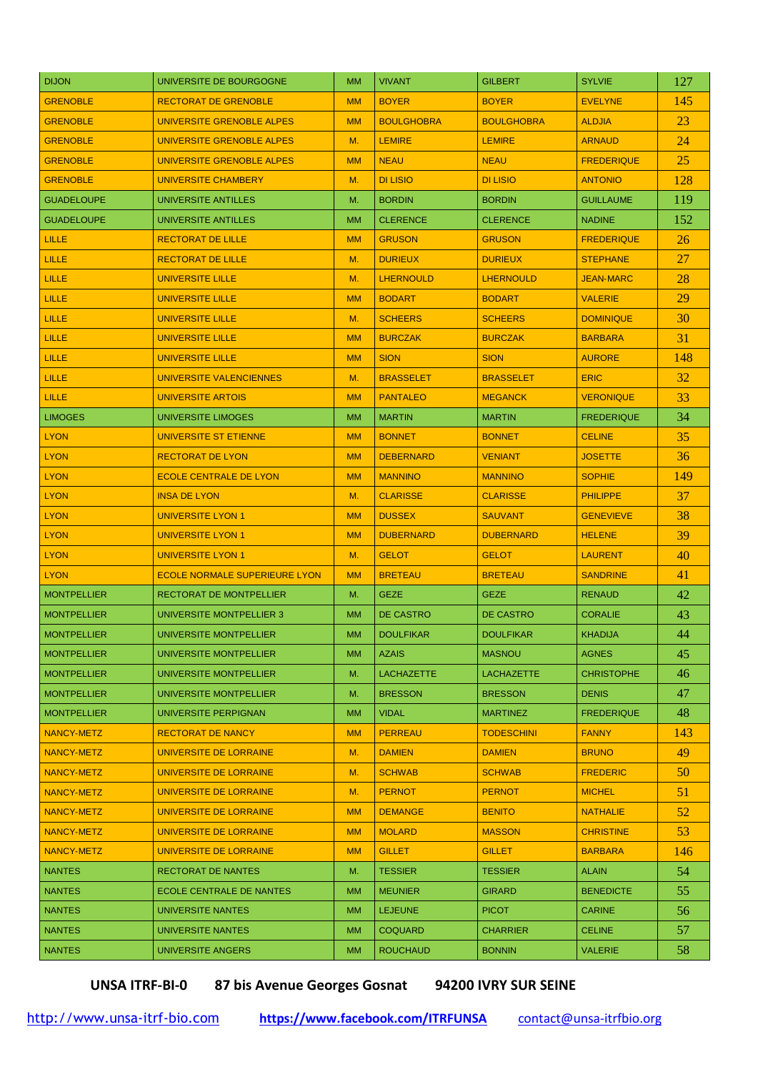| | | | | | | |
|---|---|---|---|---|---|---|
| DIJON | UNIVERSITE DE BOURGOGNE | MM | VIVANT | GILBERT | SYLVIE | 127 |
| GRENOBLE | RECTORAT DE GRENOBLE | MM | BOYER | BOYER | EVELYNE | 145 |
| GRENOBLE | UNIVERSITE GRENOBLE ALPES | MM | BOULGHOBRA | BOULGHOBRA | ALDJIA | 23 |
| GRENOBLE | UNIVERSITE GRENOBLE ALPES | M. | LEMIRE | LEMIRE | ARNAUD | 24 |
| GRENOBLE | UNIVERSITE GRENOBLE ALPES | MM | NEAU | NEAU | FREDERIQUE | 25 |
| GRENOBLE | UNIVERSITE CHAMBERY | M. | DI LISIO | DI LISIO | ANTONIO | 128 |
| GUADELOUPE | UNIVERSITE ANTILLES | M. | BORDIN | BORDIN | GUILLAUME | 119 |
| GUADELOUPE | UNIVERSITE ANTILLES | MM | CLERENCE | CLERENCE | NADINE | 152 |
| LILLE | RECTORAT DE LILLE | MM | GRUSON | GRUSON | FREDERIQUE | 26 |
| LILLE | RECTORAT DE LILLE | M. | DURIEUX | DURIEUX | STEPHANE | 27 |
| LILLE | UNIVERSITE LILLE | M. | LHERNOULD | LHERNOULD | JEAN-MARC | 28 |
| LILLE | UNIVERSITE LILLE | MM | BODART | BODART | VALERIE | 29 |
| LILLE | UNIVERSITE LILLE | M. | SCHEERS | SCHEERS | DOMINIQUE | 30 |
| LILLE | UNIVERSITE LILLE | MM | BURCZAK | BURCZAK | BARBARA | 31 |
| LILLE | UNIVERSITE LILLE | MM | SION | SION | AURORE | 148 |
| LILLE | UNIVERSITE VALENCIENNES | M. | BRASSELET | BRASSELET | ERIC | 32 |
| LILLE | UNIVERSITE ARTOIS | MM | PANTALEO | MEGANCK | VERONIQUE | 33 |
| LIMOGES | UNIVERSITE LIMOGES | MM | MARTIN | MARTIN | FREDERIQUE | 34 |
| LYON | UNIVERSITE ST ETIENNE | MM | BONNET | BONNET | CELINE | 35 |
| LYON | RECTORAT DE LYON | MM | DEBERNARD | VENIANT | JOSETTE | 36 |
| LYON | ECOLE CENTRALE DE LYON | MM | MANNINO | MANNINO | SOPHIE | 149 |
| LYON | INSA DE LYON | M. | CLARISSE | CLARISSE | PHILIPPE | 37 |
| LYON | UNIVERSITE LYON 1 | MM | DUSSEX | SAUVANT | GENEVIEVE | 38 |
| LYON | UNIVERSITE LYON 1 | MM | DUBERNARD | DUBERNARD | HELENE | 39 |
| LYON | UNIVERSITE LYON 1 | M. | GELOT | GELOT | LAURENT | 40 |
| LYON | ECOLE NORMALE SUPERIEURE LYON | MM | BRETEAU | BRETEAU | SANDRINE | 41 |
| MONTPELLIER | RECTORAT DE MONTPELLIER | M. | GEZE | GEZE | RENAUD | 42 |
| MONTPELLIER | UNIVERSITE MONTPELLIER 3 | MM | DE CASTRO | DE CASTRO | CORALIE | 43 |
| MONTPELLIER | UNIVERSITE MONTPELLIER | MM | DOULFIKAR | DOULFIKAR | KHADIJA | 44 |
| MONTPELLIER | UNIVERSITE MONTPELLIER | MM | AZAIS | MASNOU | AGNES | 45 |
| MONTPELLIER | UNIVERSITE MONTPELLIER | M. | LACHAZETTE | LACHAZETTE | CHRISTOPHE | 46 |
| MONTPELLIER | UNIVERSITE MONTPELLIER | M. | BRESSON | BRESSON | DENIS | 47 |
| MONTPELLIER | UNIVERSITE PERPIGNAN | MM | VIDAL | MARTINEZ | FREDERIQUE | 48 |
| NANCY-METZ | RECTORAT DE NANCY | MM | PERREAU | TODESCHINI | FANNY | 143 |
| NANCY-METZ | UNIVERSITE DE LORRAINE | M. | DAMIEN | DAMIEN | BRUNO | 49 |
| NANCY-METZ | UNIVERSITE DE LORRAINE | M. | SCHWAB | SCHWAB | FREDERIC | 50 |
| NANCY-METZ | UNIVERSITE DE LORRAINE | M. | PERNOT | PERNOT | MICHEL | 51 |
| NANCY-METZ | UNIVERSITE DE LORRAINE | MM | DEMANGE | BENITO | NATHALIE | 52 |
| NANCY-METZ | UNIVERSITE DE LORRAINE | MM | MOLARD | MASSON | CHRISTINE | 53 |
| NANCY-METZ | UNIVERSITE DE LORRAINE | MM | GILLET | GILLET | BARBARA | 146 |
| NANTES | RECTORAT DE NANTES | M. | TESSIER | TESSIER | ALAIN | 54 |
| NANTES | ECOLE CENTRALE DE NANTES | MM | MEUNIER | GIRARD | BENEDICTE | 55 |
| NANTES | UNIVERSITE NANTES | MM | LEJEUNE | PICOT | CARINE | 56 |
| NANTES | UNIVERSITE NANTES | MM | COQUARD | CHARRIER | CELINE | 57 |
| NANTES | UNIVERSITE ANGERS | MM | ROUCHAUD | BONNIN | VALERIE | 58 |

**UNSA ITRF-BI-0 87 bis Avenue Georges Gosnat 94200 IVRY SUR SEINE**

http://www.unsa-itrf-bio.com **https://www.facebook.com/ITRFUNSA** contact@unsa-itrfbio.org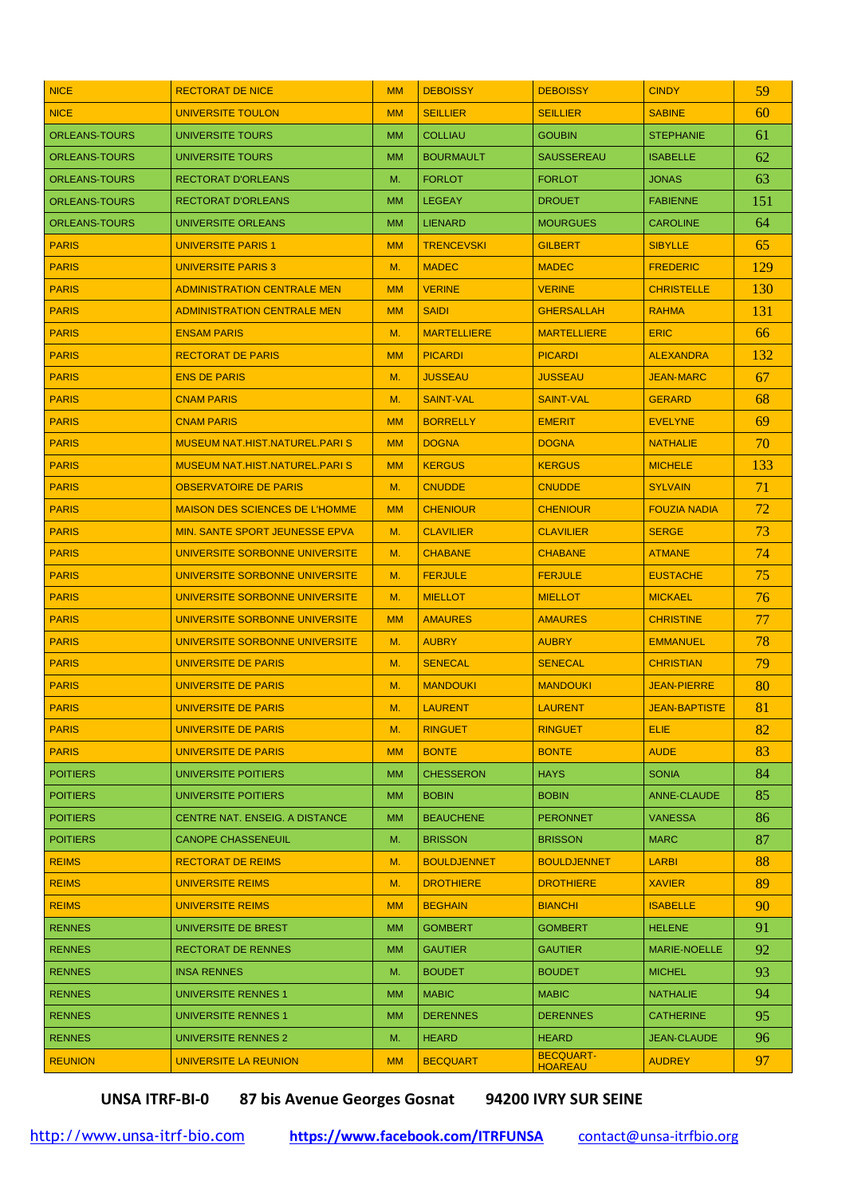| NICE | RECTORAT DE NICE | MM | DEBOISSY | DEBOISSY | CINDY | 59 |
|---|---|---|---|---|---|---|
| NICE | UNIVERSITE TOULON | MM | SEILLIER | SEILLIER | SABINE | 60 |
| ORLEANS-TOURS | UNIVERSITE TOURS | MM | COLLIAU | GOUBIN | STEPHANIE | 61 |
| ORLEANS-TOURS | UNIVERSITE TOURS | MM | BOURMAULT | SAUSSEREAU | ISABELLE | 62 |
| ORLEANS-TOURS | RECTORAT D'ORLEANS | M. | FORLOT | FORLOT | JONAS | 63 |
| ORLEANS-TOURS | RECTORAT D'ORLEANS | MM | LEGEAY | DROUET | FABIENNE | 151 |
| ORLEANS-TOURS | UNIVERSITE ORLEANS | MM | LIENARD | MOURGUES | CAROLINE | 64 |
| PARIS | UNIVERSITE PARIS 1 | MM | TRENCEVSKI | GILBERT | SIBYLLE | 65 |
| PARIS | UNIVERSITE PARIS 3 | M. | MADEC | MADEC | FREDERIC | 129 |
| PARIS | ADMINISTRATION CENTRALE MEN | MM | VERINE | VERINE | CHRISTELLE | 130 |
| PARIS | ADMINISTRATION CENTRALE MEN | MM | SAIDI | GHERSALLAH | RAHMA | 131 |
| PARIS | ENSAM PARIS | M. | MARTELLIERE | MARTELLIERE | ERIC | 66 |
| PARIS | RECTORAT DE PARIS | MM | PICARDI | PICARDI | ALEXANDRA | 132 |
| PARIS | ENS DE PARIS | M. | JUSSEAU | JUSSEAU | JEAN-MARC | 67 |
| PARIS | CNAM PARIS | M. | SAINT-VAL | SAINT-VAL | GERARD | 68 |
| PARIS | CNAM PARIS | MM | BORRELLY | EMERIT | EVELYNE | 69 |
| PARIS | MUSEUM NAT.HIST.NATUREL.PARI S | MM | DOGNA | DOGNA | NATHALIE | 70 |
| PARIS | MUSEUM NAT.HIST.NATUREL.PARI S | MM | KERGUS | KERGUS | MICHELE | 133 |
| PARIS | OBSERVATOIRE DE PARIS | M. | CNUDDE | CNUDDE | SYLVAIN | 71 |
| PARIS | MAISON DES SCIENCES DE L'HOMME | MM | CHENIOUR | CHENIOUR | FOUZIA NADIA | 72 |
| PARIS | MIN. SANTE SPORT JEUNESSE EPVA | M. | CLAVILIER | CLAVILIER | SERGE | 73 |
| PARIS | UNIVERSITE SORBONNE UNIVERSITE | M. | CHABANE | CHABANE | ATMANE | 74 |
| PARIS | UNIVERSITE SORBONNE UNIVERSITE | M. | FERJULE | FERJULE | EUSTACHE | 75 |
| PARIS | UNIVERSITE SORBONNE UNIVERSITE | M. | MIELLOT | MIELLOT | MICKAEL | 76 |
| PARIS | UNIVERSITE SORBONNE UNIVERSITE | MM | AMAURES | AMAURES | CHRISTINE | 77 |
| PARIS | UNIVERSITE SORBONNE UNIVERSITE | M. | AUBRY | AUBRY | EMMANUEL | 78 |
| PARIS | UNIVERSITE DE PARIS | M. | SENECAL | SENECAL | CHRISTIAN | 79 |
| PARIS | UNIVERSITE DE PARIS | M. | MANDOUKI | MANDOUKI | JEAN-PIERRE | 80 |
| PARIS | UNIVERSITE DE PARIS | M. | LAURENT | LAURENT | JEAN-BAPTISTE | 81 |
| PARIS | UNIVERSITE DE PARIS | M. | RINGUET | RINGUET | ELIE | 82 |
| PARIS | UNIVERSITE DE PARIS | MM | BONTE | BONTE | AUDE | 83 |
| POITIERS | UNIVERSITE POITIERS | MM | CHESSERON | HAYS | SONIA | 84 |
| POITIERS | UNIVERSITE POITIERS | MM | BOBIN | BOBIN | ANNE-CLAUDE | 85 |
| POITIERS | CENTRE NAT. ENSEIG. A DISTANCE | MM | BEAUCHENE | PERONNET | VANESSA | 86 |
| POITIERS | CANOPE CHASSENEUIL | M. | BRISSON | BRISSON | MARC | 87 |
| REIMS | RECTORAT DE REIMS | M. | BOULDJENNET | BOULDJENNET | LARBI | 88 |
| REIMS | UNIVERSITE REIMS | M. | DROTHIERE | DROTHIERE | XAVIER | 89 |
| REIMS | UNIVERSITE REIMS | MM | BEGHAIN | BIANCHI | ISABELLE | 90 |
| RENNES | UNIVERSITE DE BREST | MM | GOMBERT | GOMBERT | HELENE | 91 |
| RENNES | RECTORAT DE RENNES | MM | GAUTIER | GAUTIER | MARIE-NOELLE | 92 |
| RENNES | INSA RENNES | M. | BOUDET | BOUDET | MICHEL | 93 |
| RENNES | UNIVERSITE RENNES 1 | MM | MABIC | MABIC | NATHALIE | 94 |
| RENNES | UNIVERSITE RENNES 1 | MM | DERENNES | DERENNES | CATHERINE | 95 |
| RENNES | UNIVERSITE RENNES 2 | M. | HEARD | HEARD | JEAN-CLAUDE | 96 |
| REUNION | UNIVERSITE LA REUNION | MM | BECQUART | BECQUART-HOAREAU | AUDREY | 97 |

**UNSA ITRF-BI-0 87 bis Avenue Georges Gosnat 94200 IVRY SUR SEINE**

http://www.unsa-itrf-bio.com **https://www.facebook.com/ITRFUNSA** contact@unsa-itrfbio.org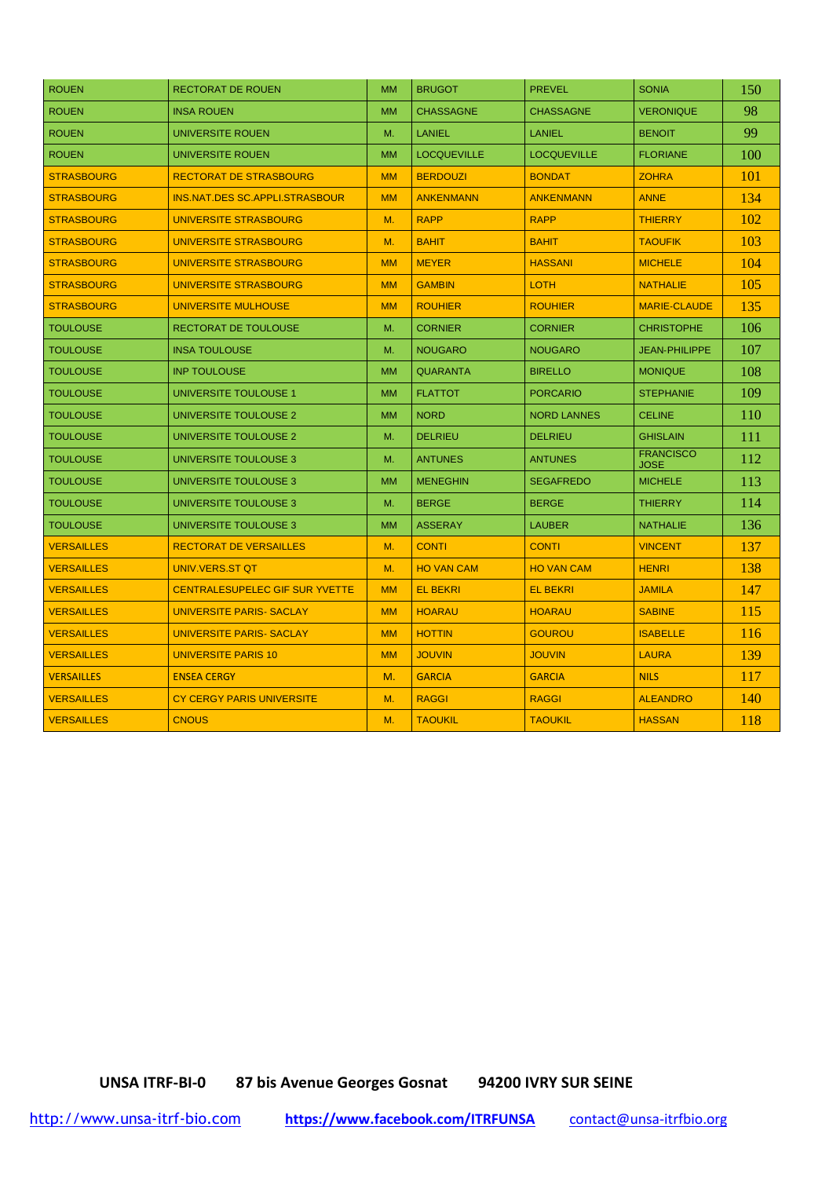| | | | | | | |
|---|---|---|---|---|---|---|
| ROUEN | RECTORAT DE ROUEN | MM | BRUGOT | PREVEL | SONIA | 150 |
| ROUEN | INSA ROUEN | MM | CHASSAGNE | CHASSAGNE | VERONIQUE | 98 |
| ROUEN | UNIVERSITE ROUEN | M. | LANIEL | LANIEL | BENOIT | 99 |
| ROUEN | UNIVERSITE ROUEN | MM | LOCQUEVILLE | LOCQUEVILLE | FLORIANE | 100 |
| STRASBOURG | RECTORAT DE STRASBOURG | MM | BERDOUZI | BONDAT | ZOHRA | 101 |
| STRASBOURG | INS.NAT.DES SC.APPLI.STRASBOUR | MM | ANKENMANN | ANKENMANN | ANNE | 134 |
| STRASBOURG | UNIVERSITE STRASBOURG | M. | RAPP | RAPP | THIERRY | 102 |
| STRASBOURG | UNIVERSITE STRASBOURG | M. | BAHIT | BAHIT | TAOUFIK | 103 |
| STRASBOURG | UNIVERSITE STRASBOURG | MM | MEYER | HASSANI | MICHELE | 104 |
| STRASBOURG | UNIVERSITE STRASBOURG | MM | GAMBIN | LOTH | NATHALIE | 105 |
| STRASBOURG | UNIVERSITE MULHOUSE | MM | ROUHIER | ROUHIER | MARIE-CLAUDE | 135 |
| TOULOUSE | RECTORAT DE TOULOUSE | M. | CORNIER | CORNIER | CHRISTOPHE | 106 |
| TOULOUSE | INSA TOULOUSE | M. | NOUGARO | NOUGARO | JEAN-PHILIPPE | 107 |
| TOULOUSE | INP TOULOUSE | MM | QUARANTA | BIRELLO | MONIQUE | 108 |
| TOULOUSE | UNIVERSITE TOULOUSE 1 | MM | FLATTOT | PORCARIO | STEPHANIE | 109 |
| TOULOUSE | UNIVERSITE TOULOUSE 2 | MM | NORD | NORD LANNES | CELINE | 110 |
| TOULOUSE | UNIVERSITE TOULOUSE 2 | M. | DELRIEU | DELRIEU | GHISLAIN | 111 |
| TOULOUSE | UNIVERSITE TOULOUSE 3 | M. | ANTUNES | ANTUNES | FRANCISCO JOSE | 112 |
| TOULOUSE | UNIVERSITE TOULOUSE 3 | MM | MENEGHIN | SEGAFREDO | MICHELE | 113 |
| TOULOUSE | UNIVERSITE TOULOUSE 3 | M. | BERGE | BERGE | THIERRY | 114 |
| TOULOUSE | UNIVERSITE TOULOUSE 3 | MM | ASSERAY | LAUBER | NATHALIE | 136 |
| VERSAILLES | RECTORAT DE VERSAILLES | M. | CONTI | CONTI | VINCENT | 137 |
| VERSAILLES | UNIV.VERS.ST QT | M. | HO VAN CAM | HO VAN CAM | HENRI | 138 |
| VERSAILLES | CENTRALESUPELEC GIF SUR YVETTE | MM | EL BEKRI | EL BEKRI | JAMILA | 147 |
| VERSAILLES | UNIVERSITE PARIS- SACLAY | MM | HOARAU | HOARAU | SABINE | 115 |
| VERSAILLES | UNIVERSITE PARIS- SACLAY | MM | HOTTIN | GOUROU | ISABELLE | 116 |
| VERSAILLES | UNIVERSITE PARIS 10 | MM | JOUVIN | JOUVIN | LAURA | 139 |
| VERSAILLES | ENSEA CERGY | M. | GARCIA | GARCIA | NILS | 117 |
| VERSAILLES | CY CERGY PARIS UNIVERSITE | M. | RAGGI | RAGGI | ALEANDRO | 140 |
| VERSAILLES | CNOUS | M. | TAOUKIL | TAOUKIL | HASSAN | 118 |

**UNSA ITRF-BI-0 87 bis Avenue Georges Gosnat 94200 IVRY SUR SEINE**

http://www.unsa-itrf-bio.com **https://www.facebook.com/ITRFUNSA** contact@unsa-itrfbio.org